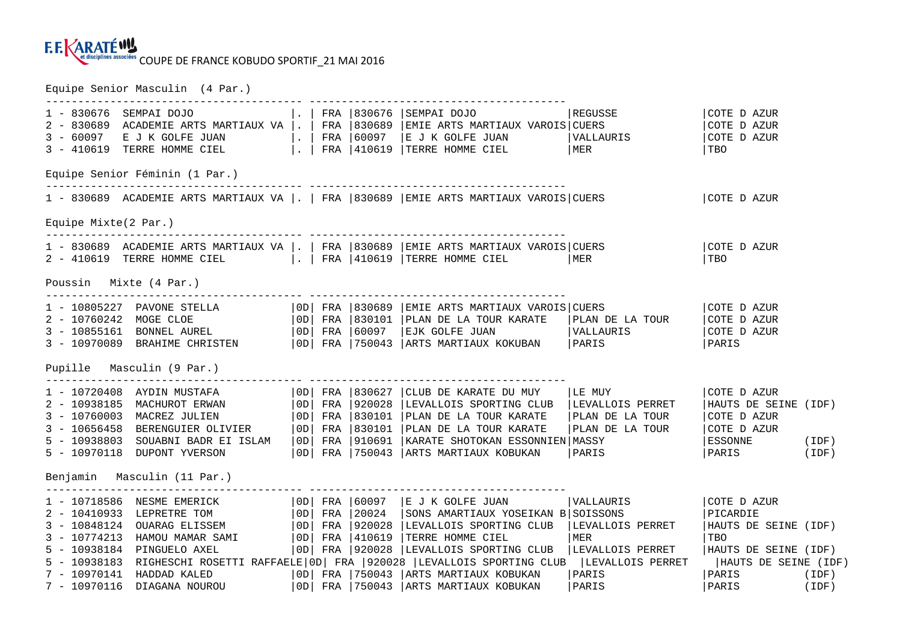F.F. KARATÉ et disciplines associées COUPE DE FRANCE KOBUDO SPORTIF_21 MAI 2016

Equipe Senior Masculin  (4 Par.)

```
--------------------------------------- ---------------------------------------
1 - 830676  SEMPAI DOJO              |. | FRA |830676 |SEMPAI DOJO              |REGUSSE            |COTE D AZUR
2 - 830689  ACADEMIE ARTS MARTIAUX VA |. | FRA |830689 |EMIE ARTS MARTIAUX VAROIS|CUERS              |COTE D AZUR
3 - 60097   E J K GOLFE JUAN         |. | FRA |60097  |E J K GOLFE JUAN         |VALLAURIS          |COTE D AZUR
3 - 410619  TERRE HOMME CIEL         |. | FRA |410619 |TERRE HOMME CIEL         |MER                |TBO
```

Equipe Senior Féminin (1 Par.)

```
--------------------------------------- ---------------------------------------
1 - 830689  ACADEMIE ARTS MARTIAUX VA |. | FRA |830689 |EMIE ARTS MARTIAUX VAROIS|CUERS              |COTE D AZUR
```

Equipe Mixte(2 Par.)

```
--------------------------------------- ---------------------------------------
1 - 830689  ACADEMIE ARTS MARTIAUX VA |. | FRA |830689 |EMIE ARTS MARTIAUX VAROIS|CUERS              |COTE D AZUR
2 - 410619  TERRE HOMME CIEL         |. | FRA |410619 |TERRE HOMME CIEL         |MER                |TBO
```

Poussin   Mixte (4 Par.)

```
--------------------------------------- ---------------------------------------
1 - 10805227  PAVONE STELLA          |0D| FRA |830689 |EMIE ARTS MARTIAUX VAROIS|CUERS              |COTE D AZUR
2 - 10760242  MOGE CLOE              |0D| FRA |830101 |PLAN DE LA TOUR KARATE   |PLAN DE LA TOUR    |COTE D AZUR
3 - 10855161  BONNEL AUREL           |0D| FRA |60097  |EJK GOLFE JUAN           |VALLAURIS          |COTE D AZUR
3 - 10970089  BRAHIME CHRISTEN       |0D| FRA |750043 |ARTS MARTIAUX KOKUBAN    |PARIS              |PARIS
```

Pupille   Masculin (9 Par.)

```
--------------------------------------- ---------------------------------------
1 - 10720408  AYDIN MUSTAFA          |0D| FRA |830627 |CLUB DE KARATE DU MUY    |LE MUY             |COTE D AZUR
2 - 10938185  MACHUROT ERWAN         |0D| FRA |920028 |LEVALLOIS SPORTING CLUB  |LEVALLOIS PERRET   |HAUTS DE SEINE (IDF)
3 - 10760003  MACREZ JULIEN          |0D| FRA |830101 |PLAN DE LA TOUR KARATE   |PLAN DE LA TOUR    |COTE D AZUR
3 - 10656458  BERENGUIER OLIVIER     |0D| FRA |830101 |PLAN DE LA TOUR KARATE   |PLAN DE LA TOUR    |COTE D AZUR
5 - 10938803  SOUABNI BADR EI ISLAM  |0D| FRA |910691 |KARATE SHOTOKAN ESSONNIEN|MASSY              |ESSONNE        (IDF)
5 - 10970118  DUPONT YVERSON         |0D| FRA |750043 |ARTS MARTIAUX KOBUKAN    |PARIS              |PARIS          (IDF)
```

Benjamin   Masculin (11 Par.)

```
--------------------------------------- ---------------------------------------
1 - 10718586  NESME EMERICK          |0D| FRA |60097  |E J K GOLFE JUAN         |VALLAURIS          |COTE D AZUR
2 - 10410933  LEPRETRE TOM           |0D| FRA |20024  |SONS AMARTIAUX YOSEIKAN B|SOISSONS           |PICARDIE
3 - 10848124  OUARAG ELISSEM         |0D| FRA |920028 |LEVALLOIS SPORTING CLUB  |LEVALLOIS PERRET   |HAUTS DE SEINE (IDF)
3 - 10774213  HAMOU MAMAR SAMI       |0D| FRA |410619 |TERRE HOMME CIEL         |MER                |TBO
5 - 10938184  PINGUELO AXEL          |0D| FRA |920028 |LEVALLOIS SPORTING CLUB  |LEVALLOIS PERRET   |HAUTS DE SEINE (IDF)
5 - 10938183  RIGHESCHI ROSETTI RAFFAELE|0D| FRA |920028 |LEVALLOIS SPORTING CLUB  |LEVALLOIS PERRET   |HAUTS DE SEINE (IDF)
7 - 10970141  HADDAD KALED           |0D| FRA |750043 |ARTS MARTIAUX KOBUKAN    |PARIS              |PARIS          (IDF)
7 - 10970116  DIAGANA NOUROU         |0D| FRA |750043 |ARTS MARTIAUX KOBUKAN    |PARIS              |PARIS          (IDF)
```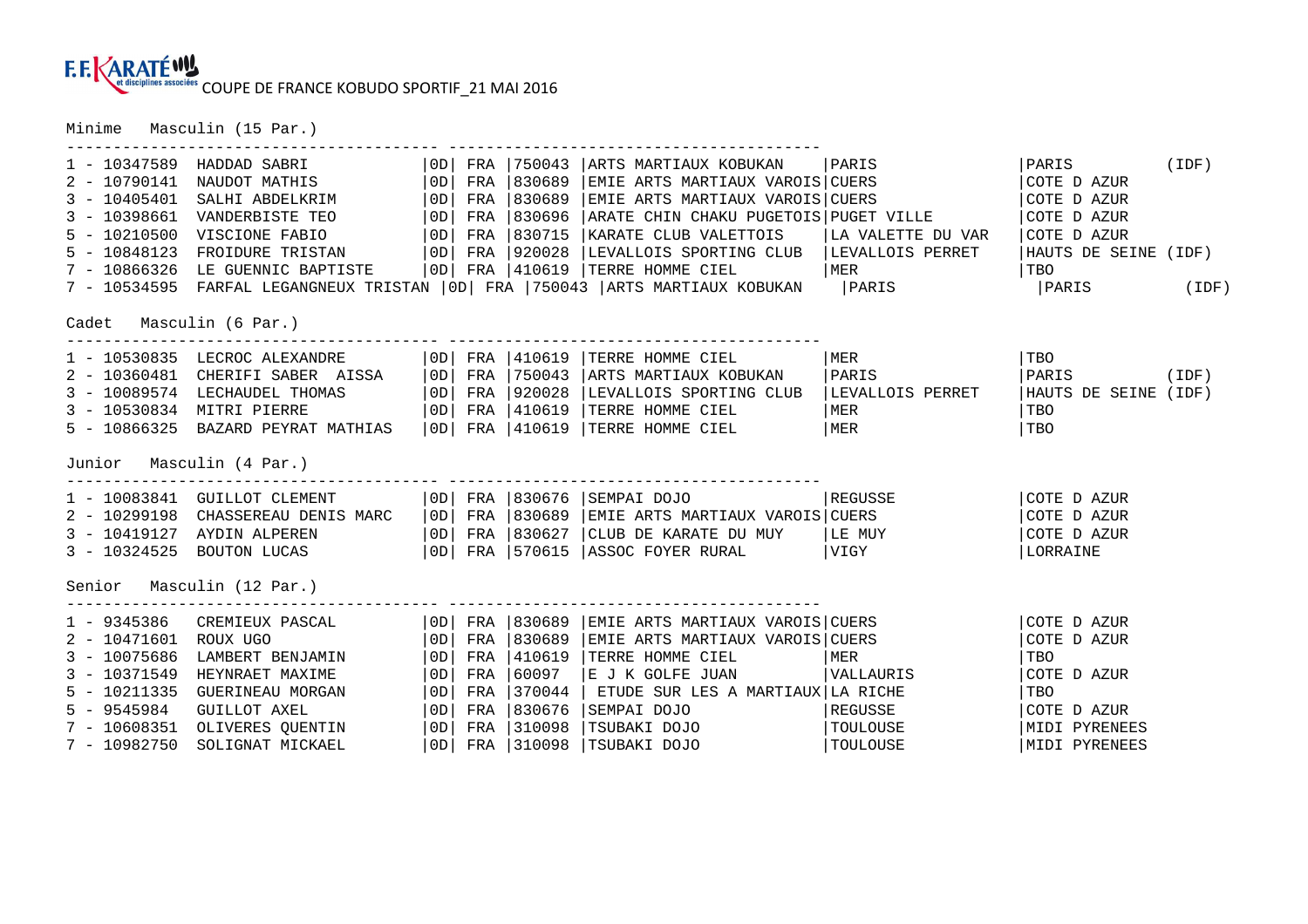F.F. KARATÉ et disciplines associées COUPE DE FRANCE KOBUDO SPORTIF_21 MAI 2016

## Minime Masculin (15 Par.)

| Rang | Licence | Nom | Grade | Pays | Club N° | Club | Ville | Ligue |
|---|---|---|---|---|---|---|---|---|
| 1 | 10347589 | HADDAD SABRI | 0D | FRA | 750043 | ARTS MARTIAUX KOBUKAN | PARIS | PARIS (IDF) |
| 2 | 10790141 | NAUDOT MATHIS | 0D | FRA | 830689 | EMIE ARTS MARTIAUX VAROIS | CUERS | COTE D AZUR |
| 3 | 10405401 | SALHI ABDELKRIM | 0D | FRA | 830689 | EMIE ARTS MARTIAUX VAROIS | CUERS | COTE D AZUR |
| 3 | 10398661 | VANDERBISTE TEO | 0D | FRA | 830696 | ARATE CHIN CHAKU PUGETOIS | PUGET VILLE | COTE D AZUR |
| 5 | 10210500 | VISCIONE FABIO | 0D | FRA | 830715 | KARATE CLUB VALETTOIS | LA VALETTE DU VAR | COTE D AZUR |
| 5 | 10848123 | FROIDURE TRISTAN | 0D | FRA | 920028 | LEVALLOIS SPORTING CLUB | LEVALLOIS PERRET | HAUTS DE SEINE (IDF) |
| 7 | 10866326 | LE GUENNIC BAPTISTE | 0D | FRA | 410619 | TERRE HOMME CIEL | MER | TBO |
| 7 | 10534595 | FARFAL LEGANGNEUX TRISTAN | 0D | FRA | 750043 | ARTS MARTIAUX KOBUKAN | PARIS | PARIS (IDF) |

## Cadet Masculin (6 Par.)

| Rang | Licence | Nom | Grade | Pays | Club N° | Club | Ville | Ligue |
|---|---|---|---|---|---|---|---|---|
| 1 | 10530835 | LECROC ALEXANDRE | 0D | FRA | 410619 | TERRE HOMME CIEL | MER | TBO |
| 2 | 10360481 | CHERIFI SABER AISSA | 0D | FRA | 750043 | ARTS MARTIAUX KOBUKAN | PARIS | PARIS (IDF) |
| 3 | 10089574 | LECHAUDEL THOMAS | 0D | FRA | 920028 | LEVALLOIS SPORTING CLUB | LEVALLOIS PERRET | HAUTS DE SEINE (IDF) |
| 3 | 10530834 | MITRI PIERRE | 0D | FRA | 410619 | TERRE HOMME CIEL | MER | TBO |
| 5 | 10866325 | BAZARD PEYRAT MATHIAS | 0D | FRA | 410619 | TERRE HOMME CIEL | MER | TBO |

## Junior Masculin (4 Par.)

| Rang | Licence | Nom | Grade | Pays | Club N° | Club | Ville | Ligue |
|---|---|---|---|---|---|---|---|---|
| 1 | 10083841 | GUILLOT CLEMENT | 0D | FRA | 830676 | SEMPAI DOJO | REGUSSE | COTE D AZUR |
| 2 | 10299198 | CHASSEREAU DENIS MARC | 0D | FRA | 830689 | EMIE ARTS MARTIAUX VAROIS | CUERS | COTE D AZUR |
| 3 | 10419127 | AYDIN ALPEREN | 0D | FRA | 830627 | CLUB DE KARATE DU MUY | LE MUY | COTE D AZUR |
| 3 | 10324525 | BOUTON LUCAS | 0D | FRA | 570615 | ASSOC FOYER RURAL | VIGY | LORRAINE |

## Senior Masculin (12 Par.)

| Rang | Licence | Nom | Grade | Pays | Club N° | Club | Ville | Ligue |
|---|---|---|---|---|---|---|---|---|
| 1 | 9345386 | CREMIEUX PASCAL | 0D | FRA | 830689 | EMIE ARTS MARTIAUX VAROIS | CUERS | COTE D AZUR |
| 2 | 10471601 | ROUX UGO | 0D | FRA | 830689 | EMIE ARTS MARTIAUX VAROIS | CUERS | COTE D AZUR |
| 3 | 10075686 | LAMBERT BENJAMIN | 0D | FRA | 410619 | TERRE HOMME CIEL | MER | TBO |
| 3 | 10371549 | HEYNRAET MAXIME | 0D | FRA | 60097 | E J K GOLFE JUAN | VALLAURIS | COTE D AZUR |
| 5 | 10211335 | GUERINEAU MORGAN | 0D | FRA | 370044 | ETUDE SUR LES A MARTIAUX | LA RICHE | TBO |
| 5 | 9545984 | GUILLOT AXEL | 0D | FRA | 830676 | SEMPAI DOJO | REGUSSE | COTE D AZUR |
| 7 | 10608351 | OLIVERES QUENTIN | 0D | FRA | 310098 | TSUBAKI DOJO | TOULOUSE | MIDI PYRENEES |
| 7 | 10982750 | SOLIGNAT MICKAEL | 0D | FRA | 310098 | TSUBAKI DOJO | TOULOUSE | MIDI PYRENEES |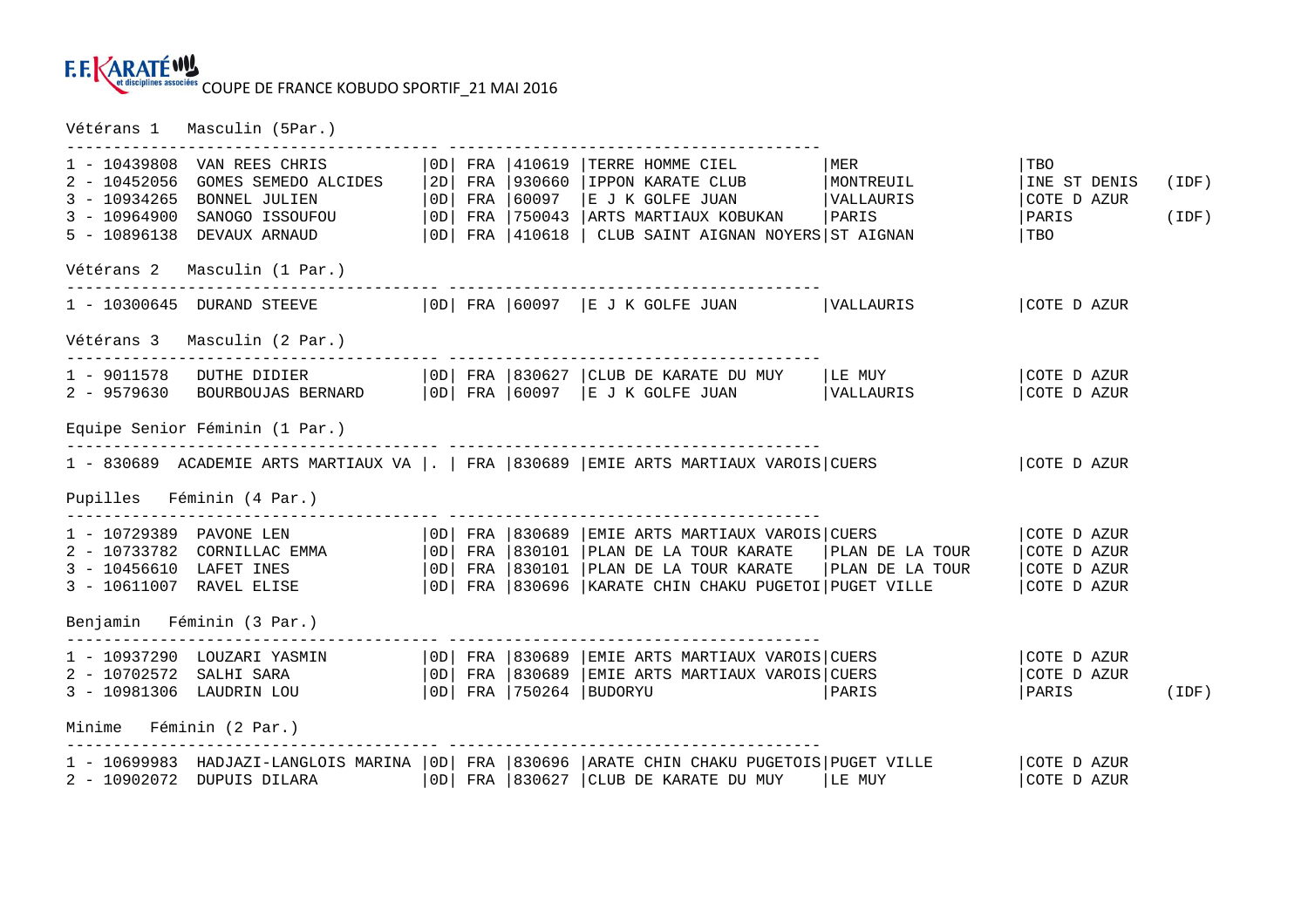COUPE DE FRANCE KOBUDO SPORTIF_21 MAI 2016

### Vétérans 1 Masculin (5Par.)

| Rang | Licence | Nom | Grade | Pays | Club n° | Club | Ville | Ligue | |
|---|---|---|---|---|---|---|---|---|---|
| 1 | 10439808 | VAN REES CHRIS | 0D | FRA | 410619 | TERRE HOMME CIEL | MER | TBO | |
| 2 | 10452056 | GOMES SEMEDO ALCIDES | 2D | FRA | 930660 | IPPON KARATE CLUB | MONTREUIL | INE ST DENIS | (IDF) |
| 3 | 10934265 | BONNEL JULIEN | 0D | FRA | 60097 | E J K GOLFE JUAN | VALLAURIS | COTE D AZUR | |
| 3 | 10964900 | SANOGO ISSOUFOU | 0D | FRA | 750043 | ARTS MARTIAUX KOBUKAN | PARIS | PARIS | (IDF) |
| 5 | 10896138 | DEVAUX ARNAUD | 0D | FRA | 410618 | CLUB SAINT AIGNAN NOYERS | ST AIGNAN | TBO | |

### Vétérans 2 Masculin (1 Par.)

| Rang | Licence | Nom | Grade | Pays | Club n° | Club | Ville | Ligue |
|---|---|---|---|---|---|---|---|---|
| 1 | 10300645 | DURAND STEEVE | 0D | FRA | 60097 | E J K GOLFE JUAN | VALLAURIS | COTE D AZUR |

### Vétérans 3 Masculin (2 Par.)

| Rang | Licence | Nom | Grade | Pays | Club n° | Club | Ville | Ligue |
|---|---|---|---|---|---|---|---|---|
| 1 | 9011578 | DUTHE DIDIER | 0D | FRA | 830627 | CLUB DE KARATE DU MUY | LE MUY | COTE D AZUR |
| 2 | 9579630 | BOURBOUJAS BERNARD | 0D | FRA | 60097 | E J K GOLFE JUAN | VALLAURIS | COTE D AZUR |

### Equipe Senior Féminin (1 Par.)

| Rang | Licence | Nom | Grade | Pays | Club n° | Club | Ville | Ligue |
|---|---|---|---|---|---|---|---|---|
| 1 | 830689 | ACADEMIE ARTS MARTIAUX VA | . | FRA | 830689 | EMIE ARTS MARTIAUX VAROIS | CUERS | COTE D AZUR |

### Pupilles Féminin (4 Par.)

| Rang | Licence | Nom | Grade | Pays | Club n° | Club | Ville | Ligue |
|---|---|---|---|---|---|---|---|---|
| 1 | 10729389 | PAVONE LEN | 0D | FRA | 830689 | EMIE ARTS MARTIAUX VAROIS | CUERS | COTE D AZUR |
| 2 | 10733782 | CORNILLAC EMMA | 0D | FRA | 830101 | PLAN DE LA TOUR KARATE | PLAN DE LA TOUR | COTE D AZUR |
| 3 | 10456610 | LAFET INES | 0D | FRA | 830101 | PLAN DE LA TOUR KARATE | PLAN DE LA TOUR | COTE D AZUR |
| 3 | 10611007 | RAVEL ELISE | 0D | FRA | 830696 | KARATE CHIN CHAKU PUGETOI | PUGET VILLE | COTE D AZUR |

### Benjamin Féminin (3 Par.)

| Rang | Licence | Nom | Grade | Pays | Club n° | Club | Ville | Ligue | |
|---|---|---|---|---|---|---|---|---|---|
| 1 | 10937290 | LOUZARI YASMIN | 0D | FRA | 830689 | EMIE ARTS MARTIAUX VAROIS | CUERS | COTE D AZUR | |
| 2 | 10702572 | SALHI SARA | 0D | FRA | 830689 | EMIE ARTS MARTIAUX VAROIS | CUERS | COTE D AZUR | |
| 3 | 10981306 | LAUDRIN LOU | 0D | FRA | 750264 | BUDORYU | PARIS | PARIS | (IDF) |

### Minime Féminin (2 Par.)

| Rang | Licence | Nom | Grade | Pays | Club n° | Club | Ville | Ligue |
|---|---|---|---|---|---|---|---|---|
| 1 | 10699983 | HADJAZI-LANGLOIS MARINA | 0D | FRA | 830696 | ARATE CHIN CHAKU PUGETOIS | PUGET VILLE | COTE D AZUR |
| 2 | 10902072 | DUPUIS DILARA | 0D | FRA | 830627 | CLUB DE KARATE DU MUY | LE MUY | COTE D AZUR |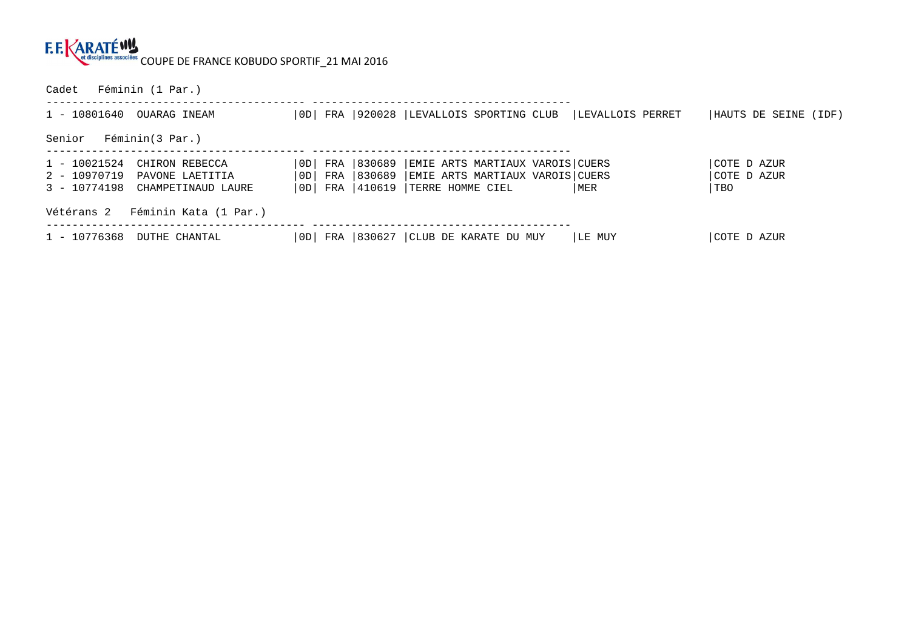F.F. KARATÉ et disciplines associées COUPE DE FRANCE KOBUDO SPORTIF_21 MAI 2016

Cadet Féminin (1 Par.)

| | | | | | | | |
|---|---|---|---|---|---|---|---|
| 1 - 10801640 | OUARAG INEAM | 0D | FRA | 920028 | LEVALLOIS SPORTING CLUB | LEVALLOIS PERRET | HAUTS DE SEINE (IDF) |

Senior Féminin(3 Par.)

| | | | | | | | |
|---|---|---|---|---|---|---|---|
| 1 - 10021524 | CHIRON REBECCA | 0D | FRA | 830689 | EMIE ARTS MARTIAUX VAROIS | CUERS | COTE D AZUR |
| 2 - 10970719 | PAVONE LAETITIA | 0D | FRA | 830689 | EMIE ARTS MARTIAUX VAROIS | CUERS | COTE D AZUR |
| 3 - 10774198 | CHAMPETINAUD LAURE | 0D | FRA | 410619 | TERRE HOMME CIEL | MER | TBO |

Vétérans 2 Féminin Kata (1 Par.)

| | | | | | | | |
|---|---|---|---|---|---|---|---|
| 1 - 10776368 | DUTHE CHANTAL | 0D | FRA | 830627 | CLUB DE KARATE DU MUY | LE MUY | COTE D AZUR |